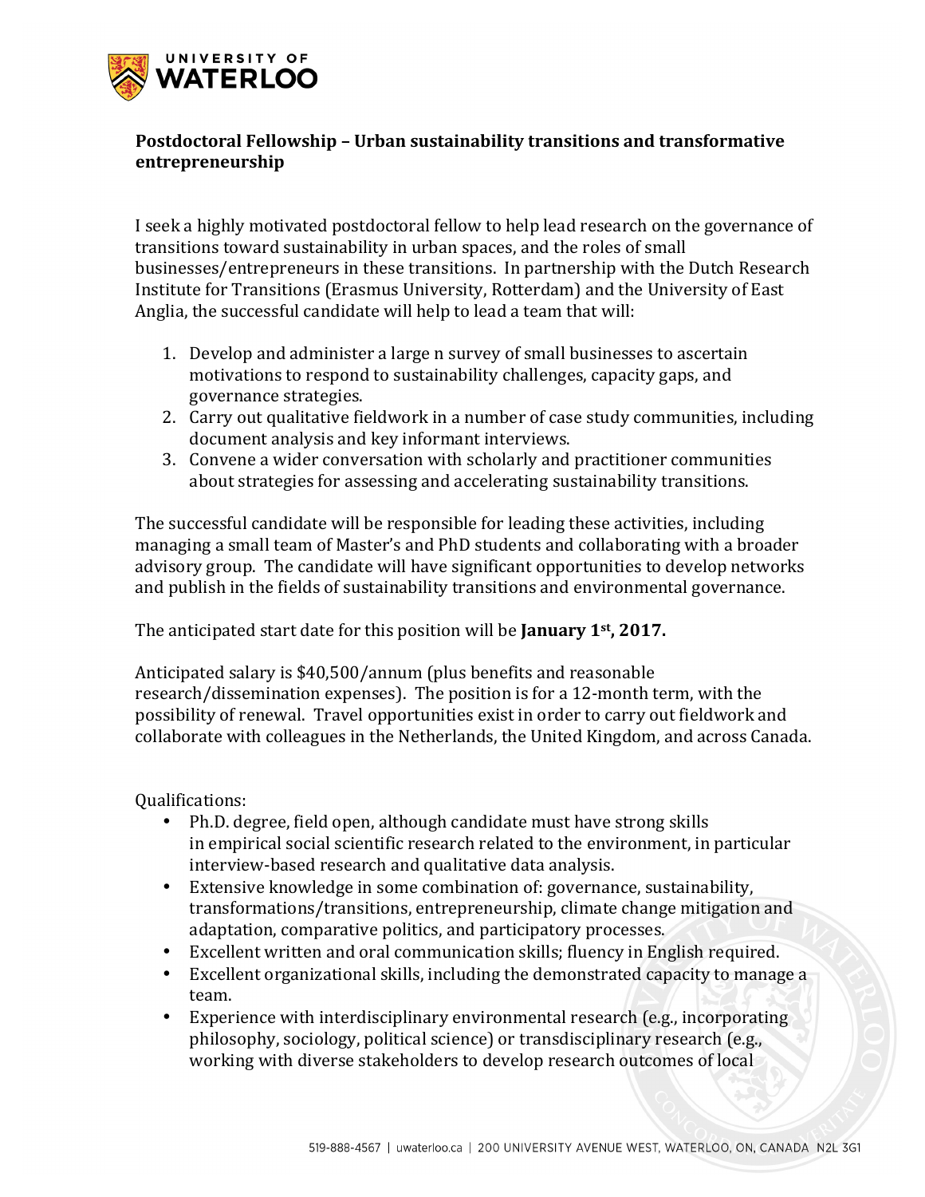**Postdoctoral Fellowship – Urban sustainability transitions and transformative entrepreneurship**

I seek a highly motivated postdoctoral fellow to help lead research on the governance of transitions toward sustainability in urban spaces, and the roles of small businesses/entrepreneurs in these transitions. In partnership with the Dutch Research Institute for Transitions (Erasmus University, Rotterdam) and the University of East Anglia, the successful candidate will help to lead a team that will:

1. Develop and administer a large n survey of small businesses to ascertain motivations to respond to sustainability challenges, capacity gaps, and governance strategies.
2. Carry out qualitative fieldwork in a number of case study communities, including document analysis and key informant interviews.
3. Convene a wider conversation with scholarly and practitioner communities about strategies for assessing and accelerating sustainability transitions.

The successful candidate will be responsible for leading these activities, including managing a small team of Master's and PhD students and collaborating with a broader advisory group. The candidate will have significant opportunities to develop networks and publish in the fields of sustainability transitions and environmental governance.

The anticipated start date for this position will be **January 1st, 2017.**

Anticipated salary is $40,500/annum (plus benefits and reasonable research/dissemination expenses). The position is for a 12-month term, with the possibility of renewal. Travel opportunities exist in order to carry out fieldwork and collaborate with colleagues in the Netherlands, the United Kingdom, and across Canada.

Qualifications:

- Ph.D. degree, field open, although candidate must have strong skills in empirical social scientific research related to the environment, in particular interview-based research and qualitative data analysis.
- Extensive knowledge in some combination of: governance, sustainability, transformations/transitions, entrepreneurship, climate change mitigation and adaptation, comparative politics, and participatory processes.
- Excellent written and oral communication skills; fluency in English required.
- Excellent organizational skills, including the demonstrated capacity to manage a team.
- Experience with interdisciplinary environmental research (e.g., incorporating philosophy, sociology, political science) or transdisciplinary research (e.g., working with diverse stakeholders to develop research outcomes of local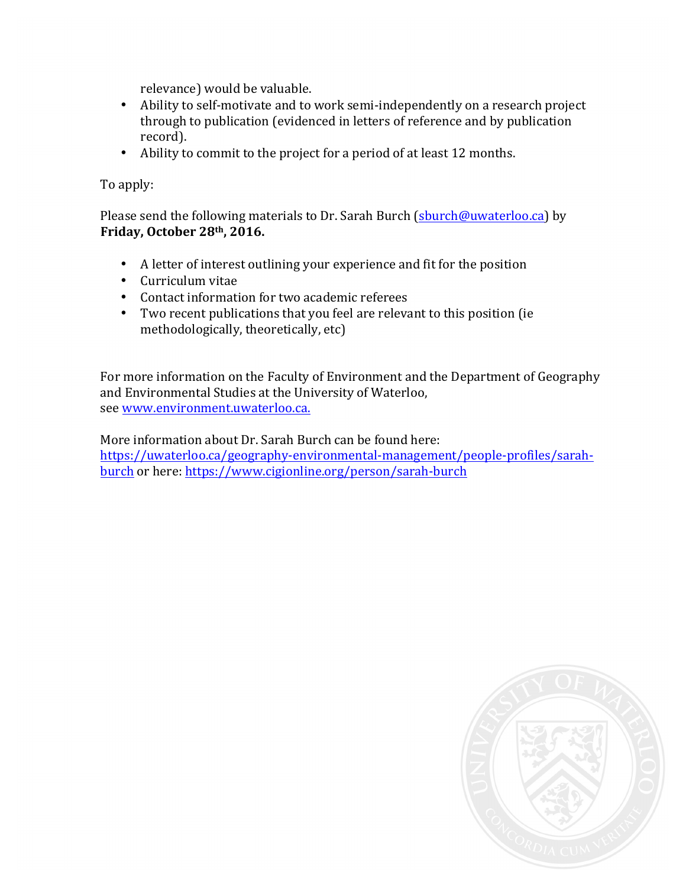relevance) would be valuable.

- Ability to self-motivate and to work semi-independently on a research project through to publication (evidenced in letters of reference and by publication record).
- Ability to commit to the project for a period of at least 12 months.

To apply:

Please send the following materials to Dr. Sarah Burch (sburch@uwaterloo.ca) by **Friday, October 28th, 2016.**

- A letter of interest outlining your experience and fit for the position
- Curriculum vitae
- Contact information for two academic referees
- Two recent publications that you feel are relevant to this position (ie methodologically, theoretically, etc)

For more information on the Faculty of Environment and the Department of Geography and Environmental Studies at the University of Waterloo, see www.environment.uwaterloo.ca.

More information about Dr. Sarah Burch can be found here: https://uwaterloo.ca/geography-environmental-management/people-profiles/sarah-burch or here: https://www.cigionline.org/person/sarah-burch